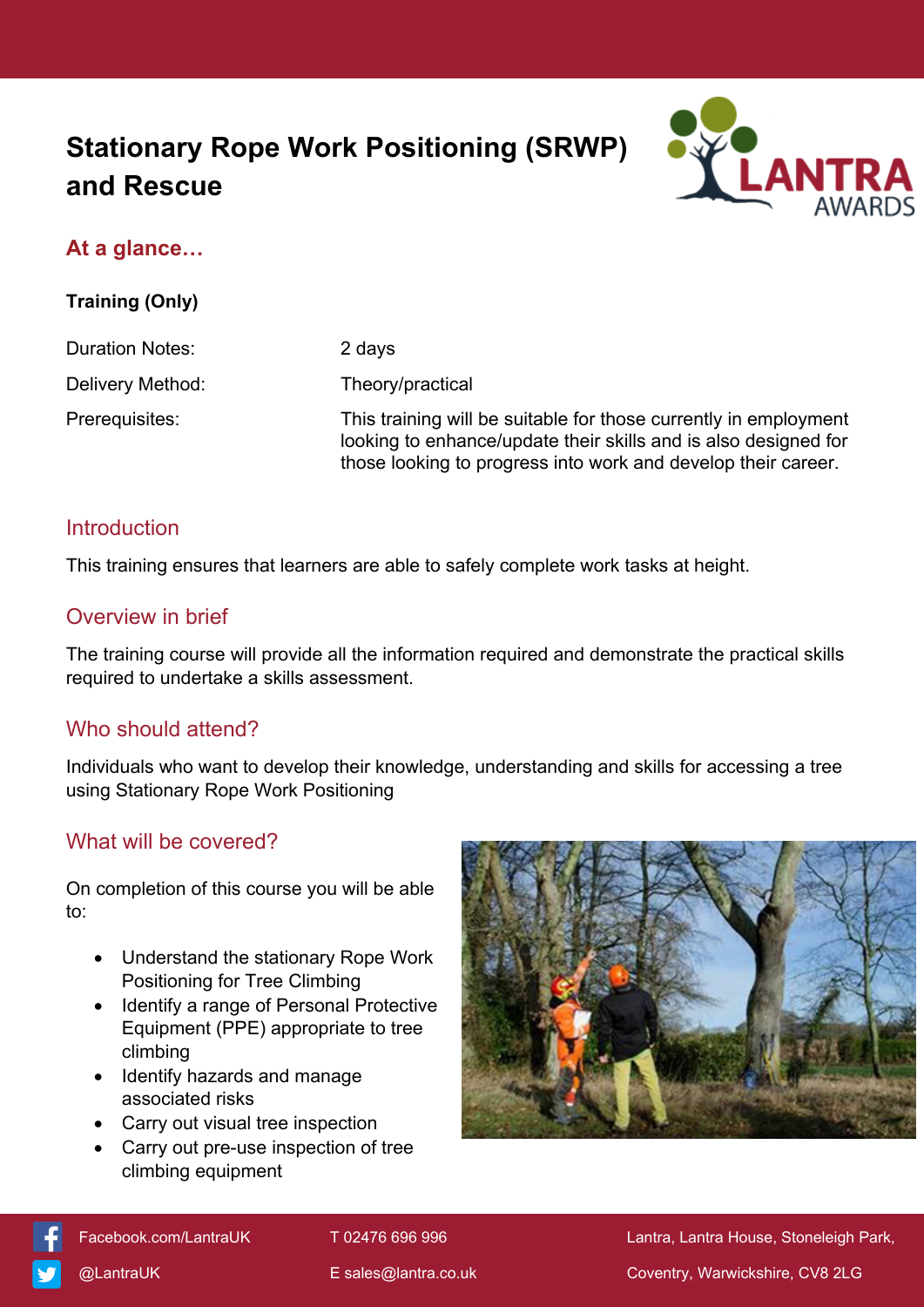# Stationary Rope Work Positioning (SRWP) and Rescue

## At a glance…

**Training (Only)**

| | |
|---|---|
| Duration Notes: | 2 days |
| Delivery Method: | Theory/practical |
| Prerequisites: | This training will be suitable for those currently in employment looking to enhance/update their skills and is also designed for those looking to progress into work and develop their career. |

## Introduction

This training ensures that learners are able to safely complete work tasks at height.

## Overview in brief

The training course will provide all the information required and demonstrate the practical skills required to undertake a skills assessment.

## Who should attend?

Individuals who want to develop their knowledge, understanding and skills for accessing a tree using Stationary Rope Work Positioning

## What will be covered?

On completion of this course you will be able to:

- Understand the stationary Rope Work Positioning for Tree Climbing
- Identify a range of Personal Protective Equipment (PPE) appropriate to tree climbing
- Identify hazards and manage associated risks
- Carry out visual tree inspection
- Carry out pre-use inspection of tree climbing equipment

Facebook.com/LantraUK
@LantraUK
T 02476 696 996
E sales@lantra.co.uk
Lantra, Lantra House, Stoneleigh Park, Coventry, Warwickshire, CV8 2LG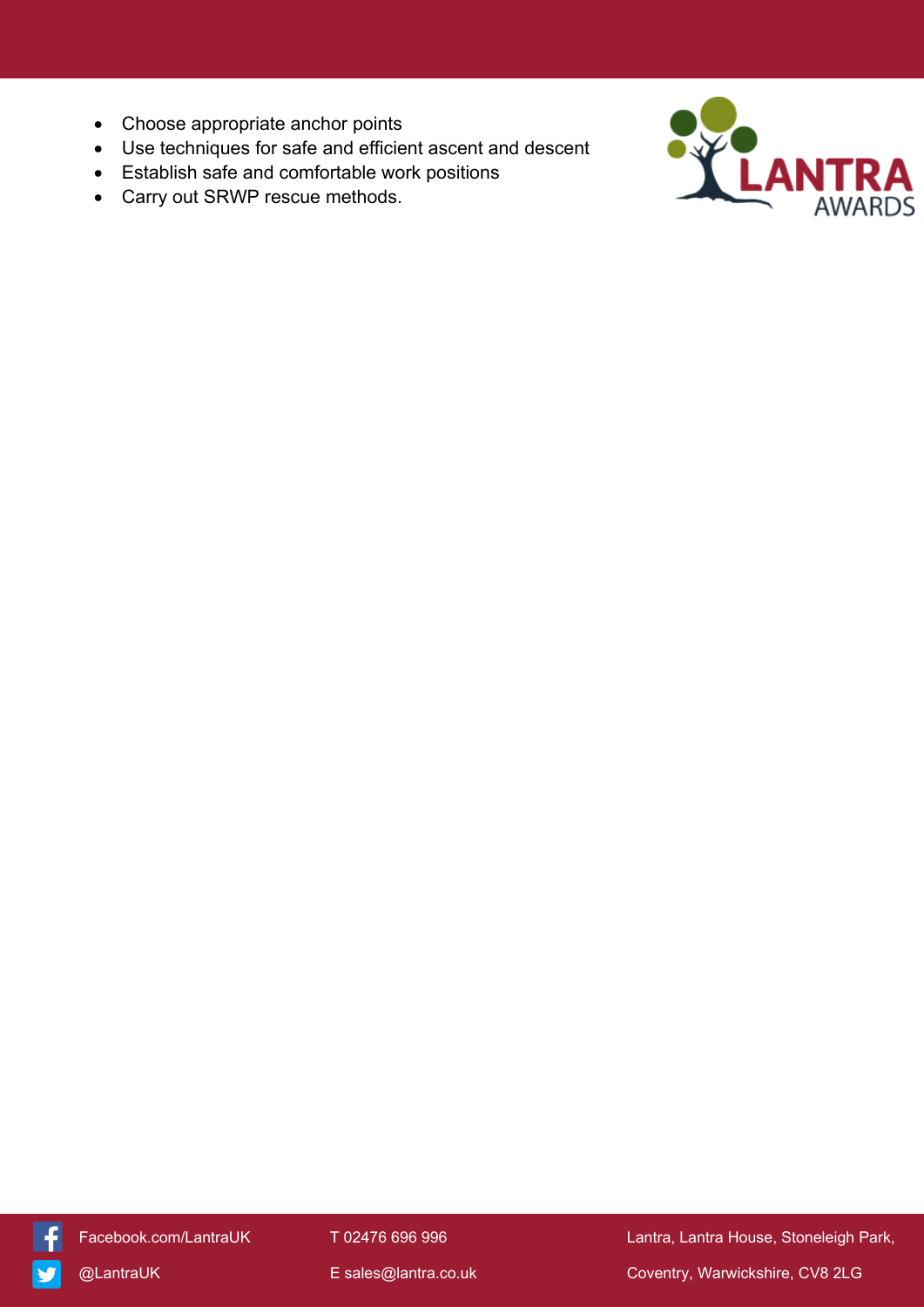- Choose appropriate anchor points
- Use techniques for safe and efficient ascent and descent
- Establish safe and comfortable work positions
- Carry out SRWP rescue methods.